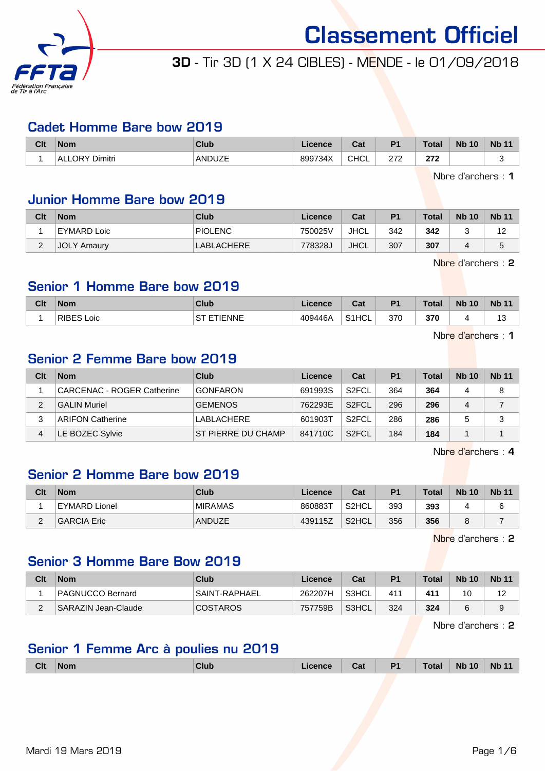# Classement Officiel

## 3D - Tir 3D (1 X 24 CIBLES) - MENDE - le 01/09/2018

### Cadet Homme Bare bow 2019

| Clt | Nom | Club | Licence | Cat | P1 | Total | Nb 10 | Nb 11 |
|---|---|---|---|---|---|---|---|---|
| 1 | ALLORY Dimitri | ANDUZE | 899734X | CHCL | 272 | **272** | | 3 |

Nbre d'archers : **1**

### Junior Homme Bare bow 2019

| Clt | Nom | Club | Licence | Cat | P1 | Total | Nb 10 | Nb 11 |
|---|---|---|---|---|---|---|---|---|
| 1 | EYMARD Loic | PIOLENC | 750025V | JHCL | 342 | **342** | 3 | 12 |
| 2 | JOLY Amaury | LABLACHERE | 778328J | JHCL | 307 | **307** | 4 | 5 |

Nbre d'archers : **2**

### Senior 1 Homme Bare bow 2019

| Clt | Nom | Club | Licence | Cat | P1 | Total | Nb 10 | Nb 11 |
|---|---|---|---|---|---|---|---|---|
| 1 | RIBES Loic | ST ETIENNE | 409446A | S1HCL | 370 | **370** | 4 | 13 |

Nbre d'archers : **1**

### Senior 2 Femme Bare bow 2019

| Clt | Nom | Club | Licence | Cat | P1 | Total | Nb 10 | Nb 11 |
|---|---|---|---|---|---|---|---|---|
| 1 | CARCENAC - ROGER Catherine | GONFARON | 691993S | S2FCL | 364 | **364** | 4 | 8 |
| 2 | GALIN Muriel | GEMENOS | 762293E | S2FCL | 296 | **296** | 4 | 7 |
| 3 | ARIFON Catherine | LABLACHERE | 601903T | S2FCL | 286 | **286** | 5 | 3 |
| 4 | LE BOZEC Sylvie | ST PIERRE DU CHAMP | 841710C | S2FCL | 184 | **184** | 1 | 1 |

Nbre d'archers : **4**

### Senior 2 Homme Bare bow 2019

| Clt | Nom | Club | Licence | Cat | P1 | Total | Nb 10 | Nb 11 |
|---|---|---|---|---|---|---|---|---|
| 1 | EYMARD Lionel | MIRAMAS | 860883T | S2HCL | 393 | **393** | 4 | 6 |
| 2 | GARCIA Eric | ANDUZE | 439115Z | S2HCL | 356 | **356** | 8 | 7 |

Nbre d'archers : **2**

### Senior 3 Homme Bare Bow 2019

| Clt | Nom | Club | Licence | Cat | P1 | Total | Nb 10 | Nb 11 |
|---|---|---|---|---|---|---|---|---|
| 1 | PAGNUCCO Bernard | SAINT-RAPHAEL | 262207H | S3HCL | 411 | **411** | 10 | 12 |
| 2 | SARAZIN Jean-Claude | COSTAROS | 757759B | S3HCL | 324 | **324** | 6 | 9 |

Nbre d'archers : **2**

### Senior 1 Femme Arc à poulies nu 2019

| Clt | Nom | Club | Licence | Cat | P1 | Total | Nb 10 | Nb 11 |
|---|---|---|---|---|---|---|---|---|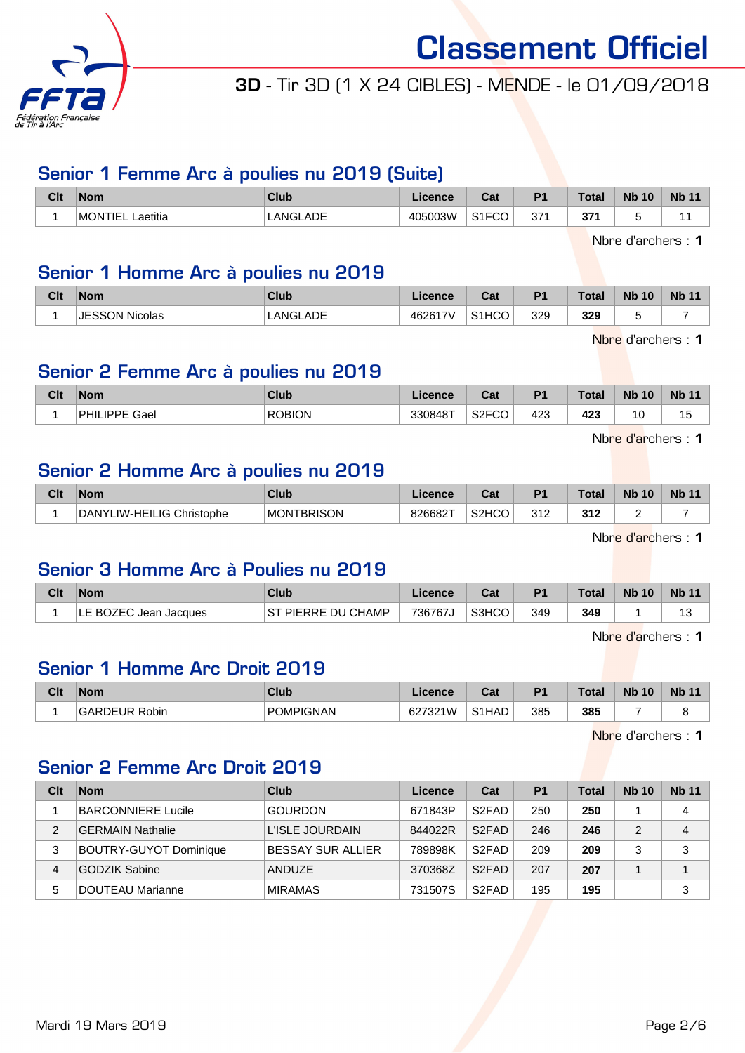# Classement Officiel

**3D** - Tir 3D (1 X 24 CIBLES) - MENDE - le 01/09/2018

## Senior 1 Femme Arc à poulies nu 2019 (Suite)

| Clt | Nom | Club | Licence | Cat | P1 | Total | Nb 10 | Nb 11 |
|---|---|---|---|---|---|---|---|---|
| 1 | MONTIEL Laetitia | LANGLADE | 405003W | S1FCO | 371 | **371** | 5 | 11 |

Nbre d'archers : **1**

## Senior 1 Homme Arc à poulies nu 2019

| Clt | Nom | Club | Licence | Cat | P1 | Total | Nb 10 | Nb 11 |
|---|---|---|---|---|---|---|---|---|
| 1 | JESSON Nicolas | LANGLADE | 462617V | S1HCO | 329 | **329** | 5 | 7 |

Nbre d'archers : **1**

## Senior 2 Femme Arc à poulies nu 2019

| Clt | Nom | Club | Licence | Cat | P1 | Total | Nb 10 | Nb 11 |
|---|---|---|---|---|---|---|---|---|
| 1 | PHILIPPE Gael | ROBION | 330848T | S2FCO | 423 | **423** | 10 | 15 |

Nbre d'archers : **1**

## Senior 2 Homme Arc à poulies nu 2019

| Clt | Nom | Club | Licence | Cat | P1 | Total | Nb 10 | Nb 11 |
|---|---|---|---|---|---|---|---|---|
| 1 | DANYLIW-HEILIG Christophe | MONTBRISON | 826682T | S2HCO | 312 | **312** | 2 | 7 |

Nbre d'archers : **1**

## Senior 3 Homme Arc à Poulies nu 2019

| Clt | Nom | Club | Licence | Cat | P1 | Total | Nb 10 | Nb 11 |
|---|---|---|---|---|---|---|---|---|
| 1 | LE BOZEC Jean Jacques | ST PIERRE DU CHAMP | 736767J | S3HCO | 349 | **349** | 1 | 13 |

Nbre d'archers : **1**

## Senior 1 Homme Arc Droit 2019

| Clt | Nom | Club | Licence | Cat | P1 | Total | Nb 10 | Nb 11 |
|---|---|---|---|---|---|---|---|---|
| 1 | GARDEUR Robin | POMPIGNAN | 627321W | S1HAD | 385 | **385** | 7 | 8 |

Nbre d'archers : **1**

## Senior 2 Femme Arc Droit 2019

| Clt | Nom | Club | Licence | Cat | P1 | Total | Nb 10 | Nb 11 |
|---|---|---|---|---|---|---|---|---|
| 1 | BARCONNIERE Lucile | GOURDON | 671843P | S2FAD | 250 | **250** | 1 | 4 |
| 2 | GERMAIN Nathalie | L'ISLE JOURDAIN | 844022R | S2FAD | 246 | **246** | 2 | 4 |
| 3 | BOUTRY-GUYOT Dominique | BESSAY SUR ALLIER | 789898K | S2FAD | 209 | **209** | 3 | 3 |
| 4 | GODZIK Sabine | ANDUZE | 370368Z | S2FAD | 207 | **207** | 1 | 1 |
| 5 | DOUTEAU Marianne | MIRAMAS | 731507S | S2FAD | 195 | **195** | | 3 |

Mardi 19 Mars 2019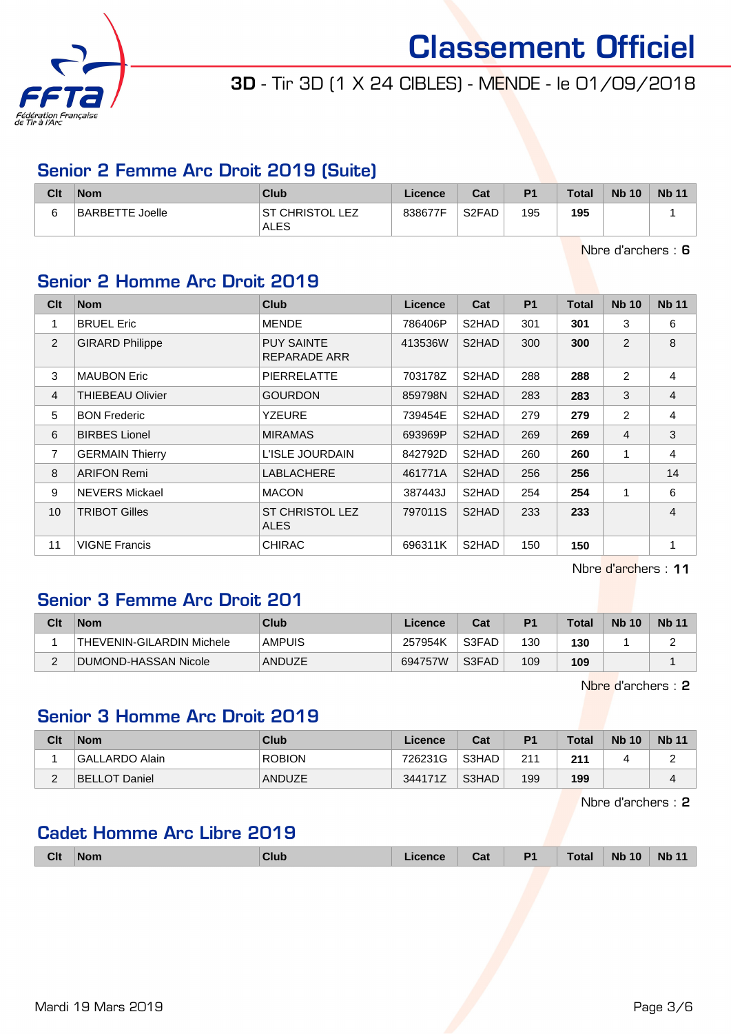# Classement Officiel

**3D** - Tir 3D (1 X 24 CIBLES) - MENDE - le 01/09/2018

## Senior 2 Femme Arc Droit 2019 (Suite)

| Clt | Nom | Club | Licence | Cat | P1 | Total | Nb 10 | Nb 11 |
|---|---|---|---|---|---|---|---|---|
| 6 | BARBETTE Joelle | ST CHRISTOL LEZ ALES | 838677F | S2FAD | 195 | **195** | | 1 |

Nbre d'archers : **6**

## Senior 2 Homme Arc Droit 2019

| Clt | Nom | Club | Licence | Cat | P1 | Total | Nb 10 | Nb 11 |
|---|---|---|---|---|---|---|---|---|
| 1 | BRUEL Eric | MENDE | 786406P | S2HAD | 301 | **301** | 3 | 6 |
| 2 | GIRARD Philippe | PUY SAINTE REPARADE ARR | 413536W | S2HAD | 300 | **300** | 2 | 8 |
| 3 | MAUBON Eric | PIERRELATTE | 703178Z | S2HAD | 288 | **288** | 2 | 4 |
| 4 | THIEBEAU Olivier | GOURDON | 859798N | S2HAD | 283 | **283** | 3 | 4 |
| 5 | BON Frederic | YZEURE | 739454E | S2HAD | 279 | **279** | 2 | 4 |
| 6 | BIRBES Lionel | MIRAMAS | 693969P | S2HAD | 269 | **269** | 4 | 3 |
| 7 | GERMAIN Thierry | L'ISLE JOURDAIN | 842792D | S2HAD | 260 | **260** | 1 | 4 |
| 8 | ARIFON Remi | LABLACHERE | 461771A | S2HAD | 256 | **256** | | 14 |
| 9 | NEVERS Mickael | MACON | 387443J | S2HAD | 254 | **254** | 1 | 6 |
| 10 | TRIBOT Gilles | ST CHRISTOL LEZ ALES | 797011S | S2HAD | 233 | **233** | | 4 |
| 11 | VIGNE Francis | CHIRAC | 696311K | S2HAD | 150 | **150** | | 1 |

Nbre d'archers : **11**

## Senior 3 Femme Arc Droit 201

| Clt | Nom | Club | Licence | Cat | P1 | Total | Nb 10 | Nb 11 |
|---|---|---|---|---|---|---|---|---|
| 1 | THEVENIN-GILARDIN Michele | AMPUIS | 257954K | S3FAD | 130 | **130** | 1 | 2 |
| 2 | DUMOND-HASSAN Nicole | ANDUZE | 694757W | S3FAD | 109 | **109** | | 1 |

Nbre d'archers : **2**

## Senior 3 Homme Arc Droit 2019

| Clt | Nom | Club | Licence | Cat | P1 | Total | Nb 10 | Nb 11 |
|---|---|---|---|---|---|---|---|---|
| 1 | GALLARDO Alain | ROBION | 726231G | S3HAD | 211 | **211** | 4 | 2 |
| 2 | BELLOT Daniel | ANDUZE | 344171Z | S3HAD | 199 | **199** | | 4 |

Nbre d'archers : **2**

## Cadet Homme Arc Libre 2019

| Clt | Nom | Club | Licence | Cat | P1 | Total | Nb 10 | Nb 11 |
|---|---|---|---|---|---|---|---|---|

Mardi 19 Mars 2019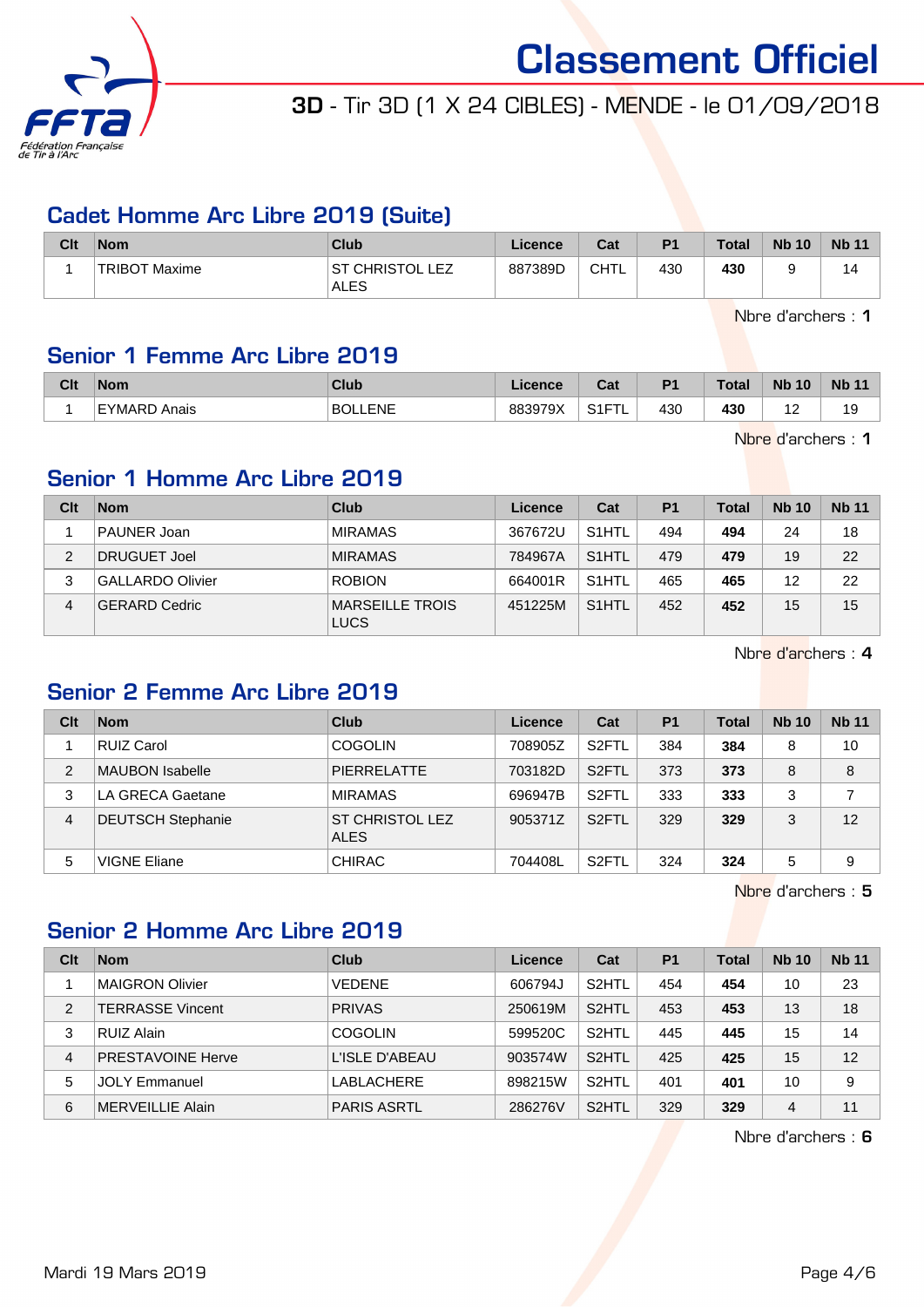# Classement Officiel

**3D** - Tir 3D (1 X 24 CIBLES) - MENDE - le 01/09/2018

## Cadet Homme Arc Libre 2019 (Suite)

| Clt | Nom | Club | Licence | Cat | P1 | Total | Nb 10 | Nb 11 |
|---|---|---|---|---|---|---|---|---|
| 1 | TRIBOT Maxime | ST CHRISTOL LEZ ALES | 887389D | CHTL | 430 | **430** | 9 | 14 |

Nbre d'archers : **1**

## Senior 1 Femme Arc Libre 2019

| Clt | Nom | Club | Licence | Cat | P1 | Total | Nb 10 | Nb 11 |
|---|---|---|---|---|---|---|---|---|
| 1 | EYMARD Anais | BOLLENE | 883979X | S1FTL | 430 | **430** | 12 | 19 |

Nbre d'archers : **1**

## Senior 1 Homme Arc Libre 2019

| Clt | Nom | Club | Licence | Cat | P1 | Total | Nb 10 | Nb 11 |
|---|---|---|---|---|---|---|---|---|
| 1 | PAUNER Joan | MIRAMAS | 367672U | S1HTL | 494 | **494** | 24 | 18 |
| 2 | DRUGUET Joel | MIRAMAS | 784967A | S1HTL | 479 | **479** | 19 | 22 |
| 3 | GALLARDO Olivier | ROBION | 664001R | S1HTL | 465 | **465** | 12 | 22 |
| 4 | GERARD Cedric | MARSEILLE TROIS LUCS | 451225M | S1HTL | 452 | **452** | 15 | 15 |

Nbre d'archers : **4**

## Senior 2 Femme Arc Libre 2019

| Clt | Nom | Club | Licence | Cat | P1 | Total | Nb 10 | Nb 11 |
|---|---|---|---|---|---|---|---|---|
| 1 | RUIZ Carol | COGOLIN | 708905Z | S2FTL | 384 | **384** | 8 | 10 |
| 2 | MAUBON Isabelle | PIERRELATTE | 703182D | S2FTL | 373 | **373** | 8 | 8 |
| 3 | LA GRECA Gaetane | MIRAMAS | 696947B | S2FTL | 333 | **333** | 3 | 7 |
| 4 | DEUTSCH Stephanie | ST CHRISTOL LEZ ALES | 905371Z | S2FTL | 329 | **329** | 3 | 12 |
| 5 | VIGNE Eliane | CHIRAC | 704408L | S2FTL | 324 | **324** | 5 | 9 |

Nbre d'archers : **5**

## Senior 2 Homme Arc Libre 2019

| Clt | Nom | Club | Licence | Cat | P1 | Total | Nb 10 | Nb 11 |
|---|---|---|---|---|---|---|---|---|
| 1 | MAIGRON Olivier | VEDENE | 606794J | S2HTL | 454 | **454** | 10 | 23 |
| 2 | TERRASSE Vincent | PRIVAS | 250619M | S2HTL | 453 | **453** | 13 | 18 |
| 3 | RUIZ Alain | COGOLIN | 599520C | S2HTL | 445 | **445** | 15 | 14 |
| 4 | PRESTAVOINE Herve | L'ISLE D'ABEAU | 903574W | S2HTL | 425 | **425** | 15 | 12 |
| 5 | JOLY Emmanuel | LABLACHERE | 898215W | S2HTL | 401 | **401** | 10 | 9 |
| 6 | MERVEILLIE Alain | PARIS ASRTL | 286276V | S2HTL | 329 | **329** | 4 | 11 |

Nbre d'archers : **6**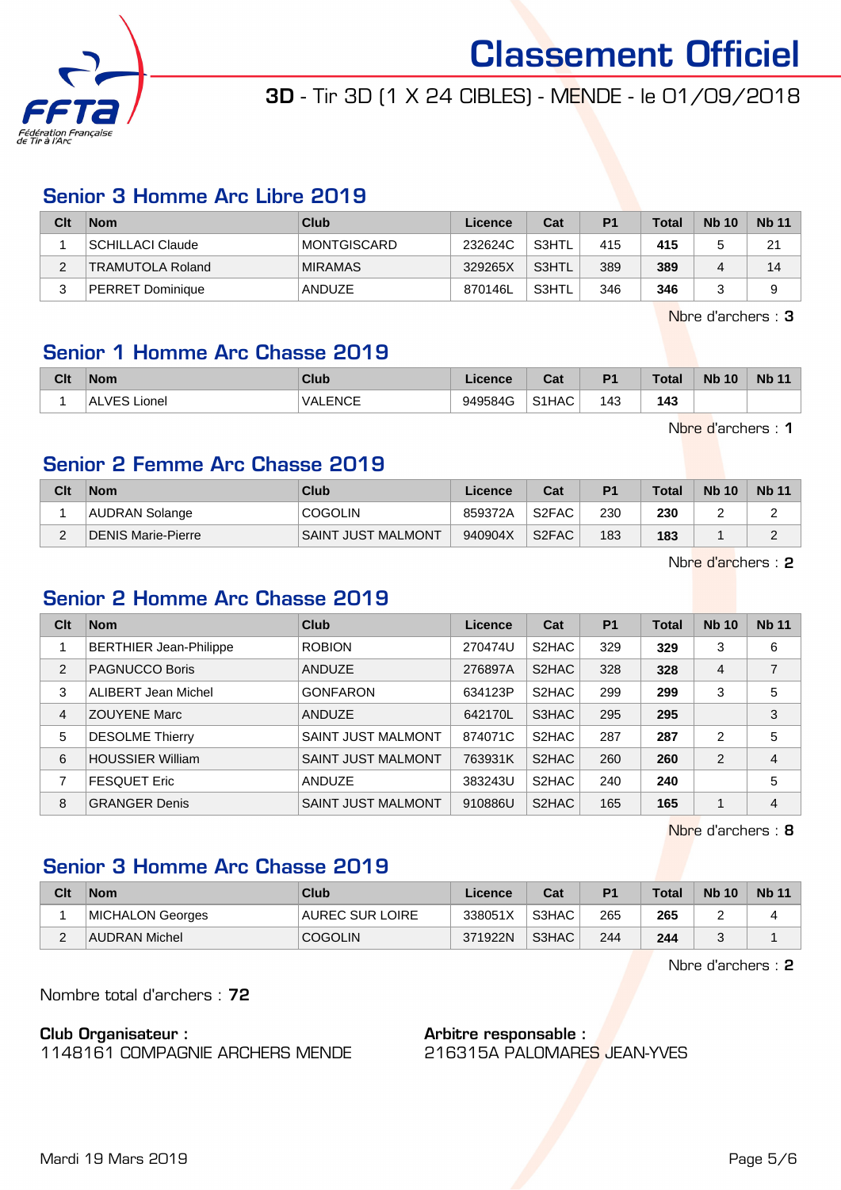# Classement Officiel

**3D** - Tir 3D (1 X 24 CIBLES) - MENDE - le 01/09/2018

## Senior 3 Homme Arc Libre 2019

| Clt | Nom | Club | Licence | Cat | P1 | Total | Nb 10 | Nb 11 |
|---|---|---|---|---|---|---|---|---|
| 1 | SCHILLACI Claude | MONTGISCARD | 232624C | S3HTL | 415 | **415** | 5 | 21 |
| 2 | TRAMUTOLA Roland | MIRAMAS | 329265X | S3HTL | 389 | **389** | 4 | 14 |
| 3 | PERRET Dominique | ANDUZE | 870146L | S3HTL | 346 | **346** | 3 | 9 |

Nbre d'archers : **3**

## Senior 1 Homme Arc Chasse 2019

| Clt | Nom | Club | Licence | Cat | P1 | Total | Nb 10 | Nb 11 |
|---|---|---|---|---|---|---|---|---|
| 1 | ALVES Lionel | VALENCE | 949584G | S1HAC | 143 | **143** | | |

Nbre d'archers : **1**

## Senior 2 Femme Arc Chasse 2019

| Clt | Nom | Club | Licence | Cat | P1 | Total | Nb 10 | Nb 11 |
|---|---|---|---|---|---|---|---|---|
| 1 | AUDRAN Solange | COGOLIN | 859372A | S2FAC | 230 | **230** | 2 | 2 |
| 2 | DENIS Marie-Pierre | SAINT JUST MALMONT | 940904X | S2FAC | 183 | **183** | 1 | 2 |

Nbre d'archers : **2**

## Senior 2 Homme Arc Chasse 2019

| Clt | Nom | Club | Licence | Cat | P1 | Total | Nb 10 | Nb 11 |
|---|---|---|---|---|---|---|---|---|
| 1 | BERTHIER Jean-Philippe | ROBION | 270474U | S2HAC | 329 | **329** | 3 | 6 |
| 2 | PAGNUCCO Boris | ANDUZE | 276897A | S2HAC | 328 | **328** | 4 | 7 |
| 3 | ALIBERT Jean Michel | GONFARON | 634123P | S2HAC | 299 | **299** | 3 | 5 |
| 4 | ZOUYENE Marc | ANDUZE | 642170L | S3HAC | 295 | **295** | | 3 |
| 5 | DESOLME Thierry | SAINT JUST MALMONT | 874071C | S2HAC | 287 | **287** | 2 | 5 |
| 6 | HOUSSIER William | SAINT JUST MALMONT | 763931K | S2HAC | 260 | **260** | 2 | 4 |
| 7 | FESQUET Eric | ANDUZE | 383243U | S2HAC | 240 | **240** | | 5 |
| 8 | GRANGER Denis | SAINT JUST MALMONT | 910886U | S2HAC | 165 | **165** | 1 | 4 |

Nbre d'archers : **8**

## Senior 3 Homme Arc Chasse 2019

| Clt | Nom | Club | Licence | Cat | P1 | Total | Nb 10 | Nb 11 |
|---|---|---|---|---|---|---|---|---|
| 1 | MICHALON Georges | AUREC SUR LOIRE | 338051X | S3HAC | 265 | **265** | 2 | 4 |
| 2 | AUDRAN Michel | COGOLIN | 371922N | S3HAC | 244 | **244** | 3 | 1 |

Nbre d'archers : **2**

Nombre total d'archers : **72**

**Club Organisateur :**
1148161 COMPAGNIE ARCHERS MENDE

**Arbitre responsable :**
216315A PALOMARES JEAN-YVES

Mardi 19 Mars 2019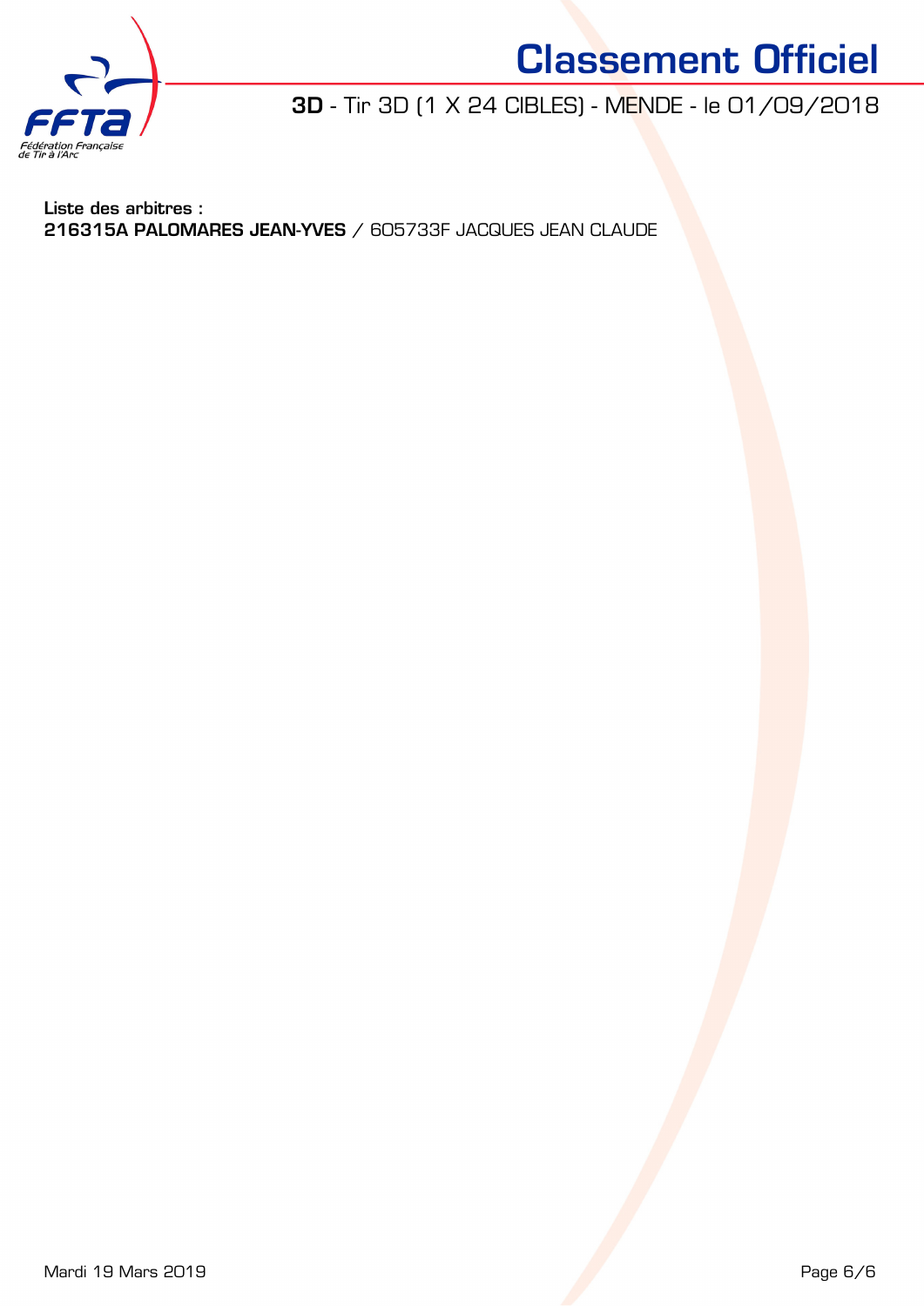**Liste des arbitres :**
**216315A PALOMARES JEAN-YVES** / 605733F JACQUES JEAN CLAUDE